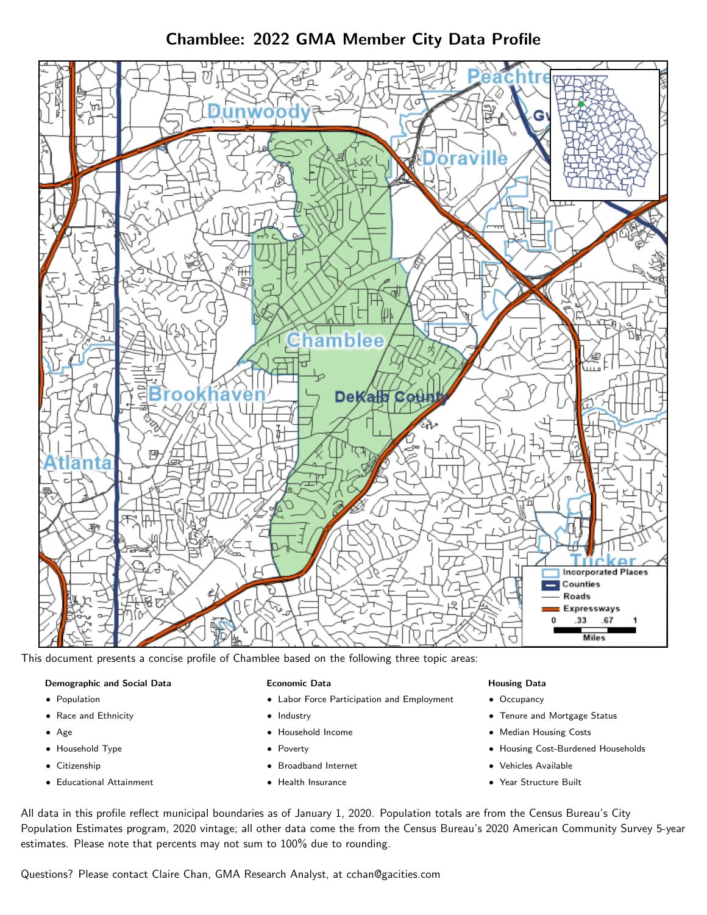# Chamblee: 2022 GMA Member City Data Profile

This document presents a concise profile of Chamblee based on the following three topic areas:

**Demographic and Social Data**

- Population
- Race and Ethnicity
- Age
- Household Type
- Citizenship
- Educational Attainment

**Economic Data**

- Labor Force Participation and Employment
- Industry
- Household Income
- Poverty
- Broadband Internet
- Health Insurance

**Housing Data**

- Occupancy
- Tenure and Mortgage Status
- Median Housing Costs
- Housing Cost-Burdened Households
- Vehicles Available
- Year Structure Built

All data in this profile reflect municipal boundaries as of January 1, 2020. Population totals are from the Census Bureau's City Population Estimates program, 2020 vintage; all other data come the from the Census Bureau's 2020 American Community Survey 5-year estimates. Please note that percents may not sum to 100% due to rounding.

Questions? Please contact Claire Chan, GMA Research Analyst, at cchan@gacities.com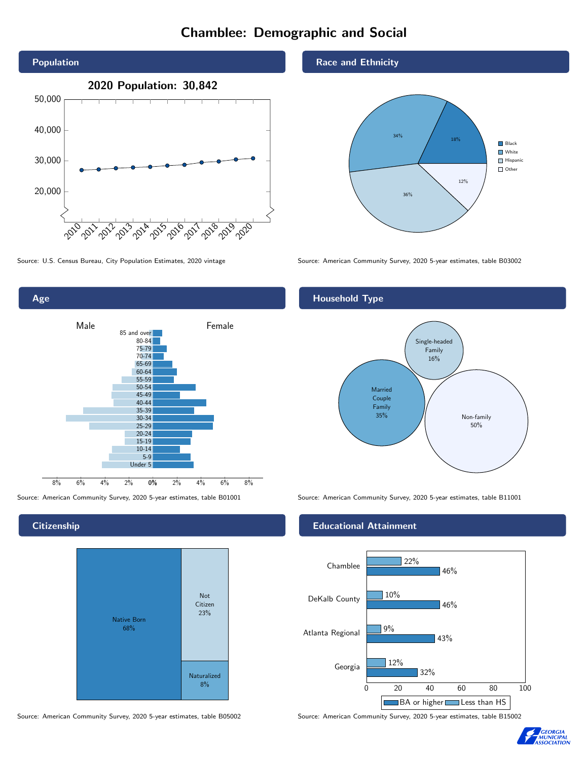# Chamblee: Demographic and Social

## Population

**2020 Population: 30,842**

Source: U.S. Census Bureau, City Population Estimates, 2020 vintage

## Race and Ethnicity

| Group | Percent |
|---|---|
| Black | 18% |
| White | 34% |
| Hispanic | 36% |
| Other | 12% |

Source: American Community Survey, 2020 5-year estimates, table B03002

## Age

Male / Female

Age groups: 85 and over, 80-84, 75-79, 70-74, 65-69, 60-64, 55-59, 50-54, 45-49, 40-44, 35-39, 30-34, 25-29, 20-24, 15-19, 10-14, 5-9, Under 5

Source: American Community Survey, 2020 5-year estimates, table B01001

## Household Type

| Household Type | Percent |
|---|---|
| Single-headed Family | 16% |
| Married Couple Family | 35% |
| Non-family | 50% |

Source: American Community Survey, 2020 5-year estimates, table B11001

## Citizenship

| Status | Percent |
|---|---|
| Native Born | 68% |
| Not Citizen | 23% |
| Naturalized | 8% |

Source: American Community Survey, 2020 5-year estimates, table B05002

## Educational Attainment

| Area | Less than HS | BA or higher |
|---|---|---|
| Chamblee | 22% | 46% |
| DeKalb County | 10% | 46% |
| Atlanta Regional | 9% | 43% |
| Georgia | 12% | 32% |

Source: American Community Survey, 2020 5-year estimates, table B15002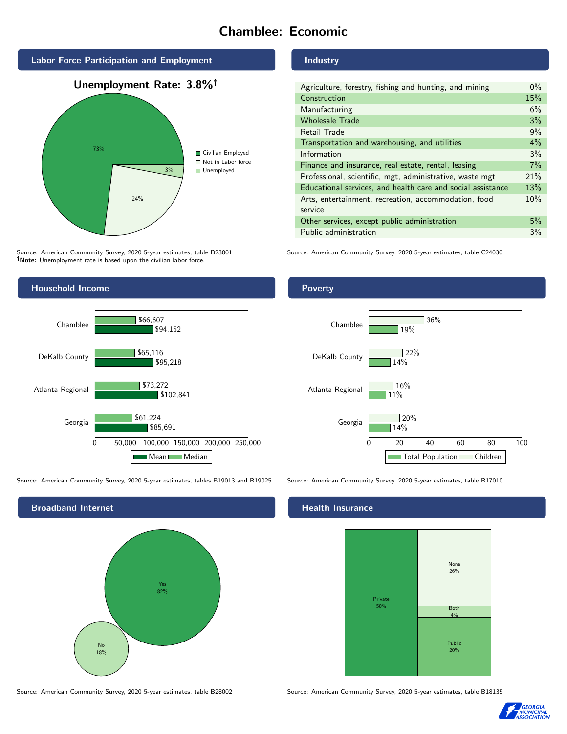# Chamblee: Economic

## Labor Force Participation and Employment

**Unemployment Rate: 3.8%†**

| Category | Percent |
|---|---|
| Civilian Employed | 73% |
| Not in Labor force | 24% |
| Unemployed | 3% |

Source: American Community Survey, 2020 5-year estimates, table B23001
**†Note:** Unemployment rate is based upon the civilian labor force.

## Industry

| Industry | Percent |
|---|---|
| Agriculture, forestry, fishing and hunting, and mining | 0% |
| Construction | 15% |
| Manufacturing | 6% |
| Wholesale Trade | 3% |
| Retail Trade | 9% |
| Transportation and warehousing, and utilities | 4% |
| Information | 3% |
| Finance and insurance, real estate, rental, leasing | 7% |
| Professional, scientific, mgt, administrative, waste mgt | 21% |
| Educational services, and health care and social assistance | 13% |
| Arts, entertainment, recreation, accommodation, food service | 10% |
| Other services, except public administration | 5% |
| Public administration | 3% |

Source: American Community Survey, 2020 5-year estimates, table C24030

## Household Income

| | Median | Mean |
|---|---|---|
| Chamblee | $66,607 | $94,152 |
| DeKalb County | $65,116 | $95,218 |
| Atlanta Regional | $73,272 | $102,841 |
| Georgia | $61,224 | $85,691 |

Source: American Community Survey, 2020 5-year estimates, tables B19013 and B19025

## Poverty

| | Children | Total Population |
|---|---|---|
| Chamblee | 36% | 19% |
| DeKalb County | 22% | 14% |
| Atlanta Regional | 16% | 11% |
| Georgia | 20% | 14% |

Source: American Community Survey, 2020 5-year estimates, table B17010

## Broadband Internet

| | Percent |
|---|---|
| Yes | 82% |
| No | 18% |

Source: American Community Survey, 2020 5-year estimates, table B28002

## Health Insurance

| | Percent |
|---|---|
| Private | 50% |
| None | 26% |
| Both | 4% |
| Public | 20% |

Source: American Community Survey, 2020 5-year estimates, table B18135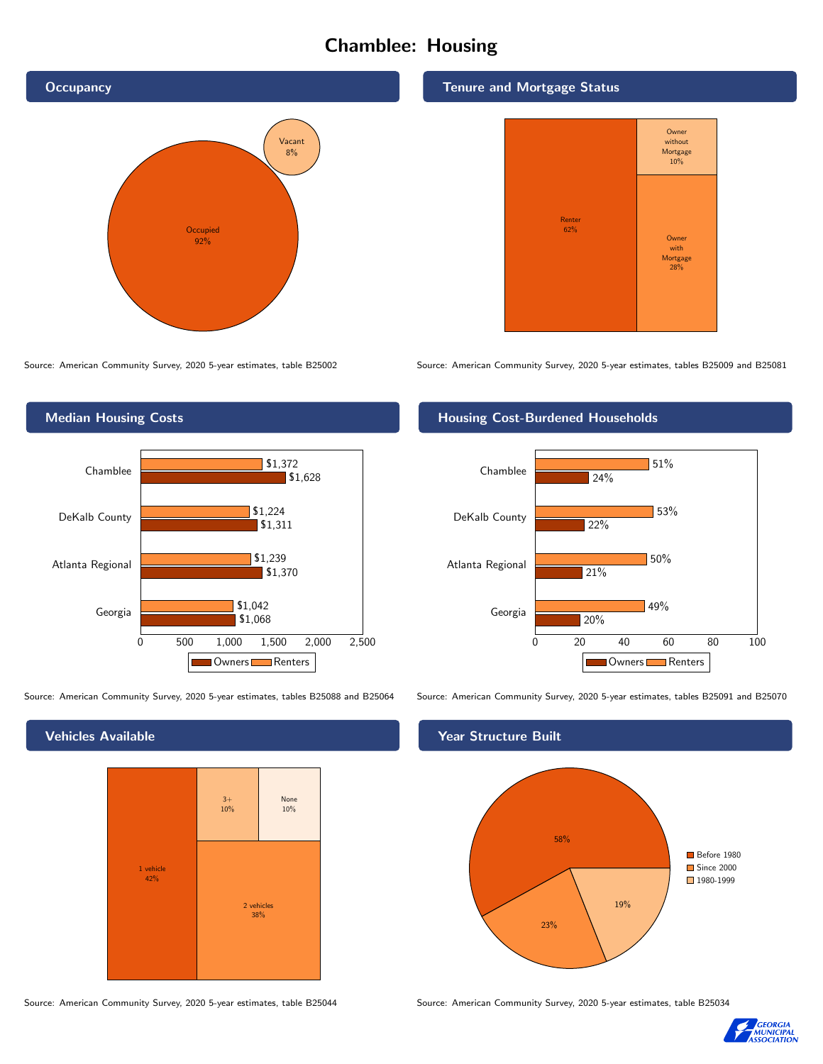# Chamblee: Housing

## Occupancy

Vacant
8%

Occupied
92%

Source: American Community Survey, 2020 5-year estimates, table B25002

## Tenure and Mortgage Status

Renter
62%

Owner without Mortgage
10%

Owner with Mortgage
28%

Source: American Community Survey, 2020 5-year estimates, tables B25009 and B25081

## Median Housing Costs

Chamblee
$1,372
$1,628

DeKalb County
$1,224
$1,311

Atlanta Regional
$1,239
$1,370

Georgia
$1,042
$1,068

0 500 1,000 1,500 2,000 2,500

Owners Renters

Source: American Community Survey, 2020 5-year estimates, tables B25088 and B25064

## Housing Cost-Burdened Households

Chamblee
51%
24%

DeKalb County
53%
22%

Atlanta Regional
50%
21%

Georgia
49%
20%

0 20 40 60 80 100

Owners Renters

Source: American Community Survey, 2020 5-year estimates, tables B25091 and B25070

## Vehicles Available

1 vehicle
42%

3+
10%

None
10%

2 vehicles
38%

Source: American Community Survey, 2020 5-year estimates, table B25044

## Year Structure Built

58%

23%

19%

Before 1980
Since 2000
1980-1999

Source: American Community Survey, 2020 5-year estimates, table B25034